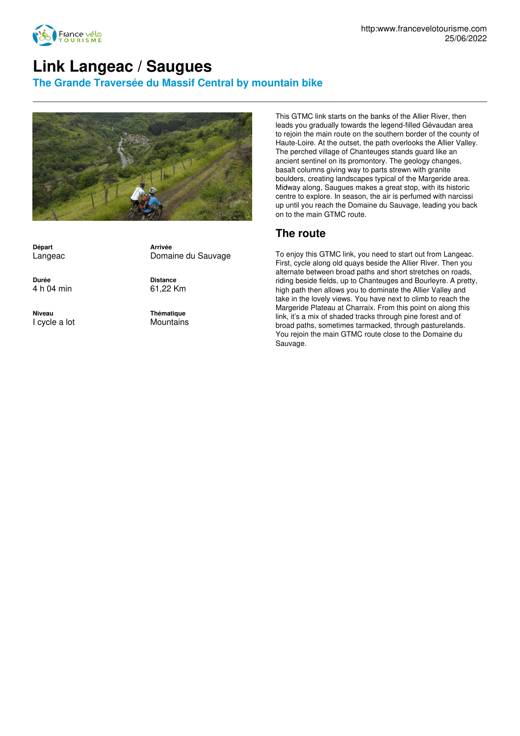# Link Langeac / Saugues

## The Grande Traversée du Massif Central by mountain bike

**Départ**
Langeac

**Arrivée**
Domaine du Sauvage

**Durée**
4 h 04 min

**Distance**
61,22 Km

**Niveau**
I cycle a lot

**Thématique**
Mountains

This GTMC link starts on the banks of the Allier River, then leads you gradually towards the legend-filled Gévaudan area to rejoin the main route on the southern border of the county of Haute-Loire. At the outset, the path overlooks the Allier Valley. The perched village of Chanteuges stands guard like an ancient sentinel on its promontory. The geology changes, basalt columns giving way to parts strewn with granite boulders, creating landscapes typical of the Margeride area. Midway along, Saugues makes a great stop, with its historic centre to explore. In season, the air is perfumed with narcissi up until you reach the Domaine du Sauvage, leading you back on to the main GTMC route.

## The route

To enjoy this GTMC link, you need to start out from Langeac. First, cycle along old quays beside the Allier River. Then you alternate between broad paths and short stretches on roads, riding beside fields, up to Chanteuges and Bourleyre. A pretty, high path then allows you to dominate the Allier Valley and take in the lovely views. You have next to climb to reach the Margeride Plateau at Charraix. From this point on along this link, it's a mix of shaded tracks through pine forest and of broad paths, sometimes tarmacked, through pasturelands. You rejoin the main GTMC route close to the Domaine du Sauvage.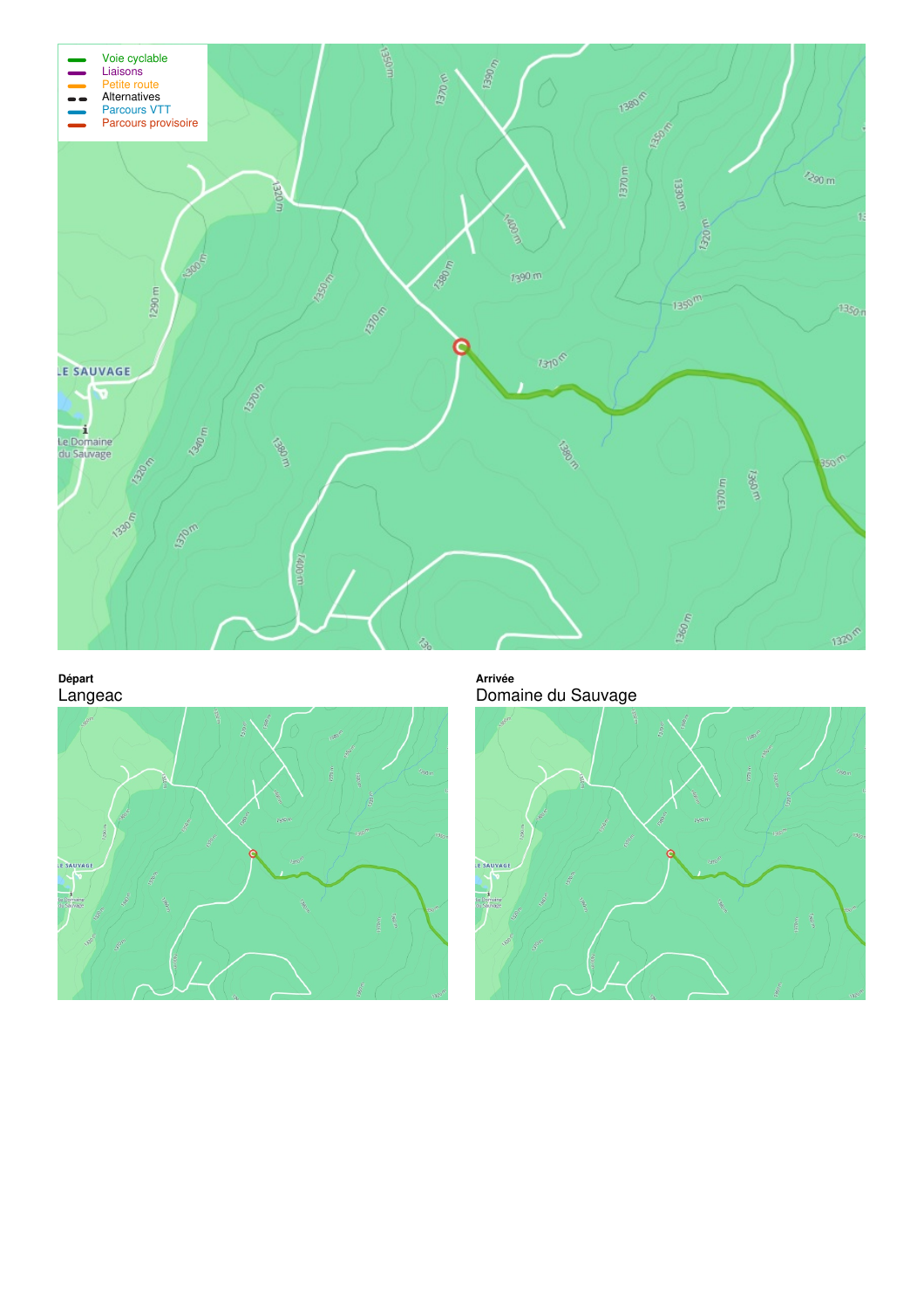Voie cyclable
Liaisons
Petite route
Alternatives
Parcours VTT
Parcours provisoire

LE SAUVAGE

Le Domaine du Sauvage

1350 m
1370 m
1390 m
1380 m
1350 m
1370 m
1330 m
1320 m
1290 m
1400 m
1390 m
1380 m
1350 m
1350 m
1320 m
1300 m
1290 m
1370 m
1370 m
1370 m
1380 m
1340 m
1320 m
1330 m
1370 m
1380 m
1350 m
1370 m
1360 m
1400 m
1360 m
1320 m

**Départ**

Langeac

**Arrivée**

Domaine du Sauvage